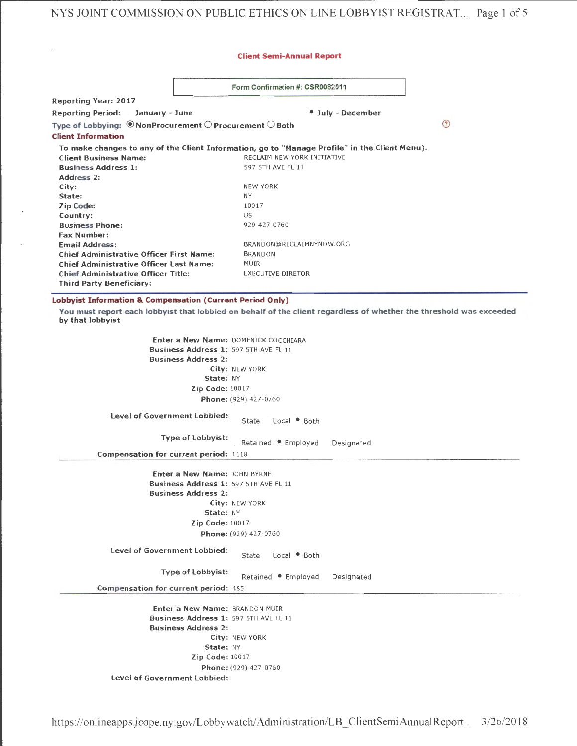## Client Semi-Annual Report

Form Confirmation #: CSR0082011

**Reporting Year:** 2017

**Reporting Period:** January - June • July - December

**Type of Lobbying:** ◉ NonProcurement ○ Procurement ○ Both

### Client Information

**To make changes to any of the Client Information, go to "Manage Profile" in the Client Menu).**

| | |
|---|---|
| **Client Business Name:** | RECLAIM NEW YORK INITIATIVE |
| **Business Address 1:** | 597 5TH AVE FL 11 |
| **Address 2:** | |
| **City:** | NEW YORK |
| **State:** | NY |
| **Zip Code:** | 10017 |
| **Country:** | US |
| **Business Phone:** | 929-427-0760 |
| **Fax Number:** | |
| **Email Address:** | BRANDON@RECLAIMNYNOW.ORG |
| **Chief Administrative Officer First Name:** | BRANDON |
| **Chief Administrative Officer Last Name:** | MUIR |
| **Chief Administrative Officer Title:** | EXECUTIVE DIRETOR |
| **Third Party Beneficiary:** | |

### Lobbyist Information & Compensation (Current Period Only)

**You must report each lobbyist that lobbied on behalf of the client regardless of whether the threshold was exceeded by that lobbyist**

**Enter a New Name:** DOMENICK COCCHIARA
**Business Address 1:** 597 5TH AVE FL 11
**Business Address 2:**
**City:** NEW YORK
**State:** NY
**Zip Code:** 10017
**Phone:** (929) 427-0760

**Level of Government Lobbied:** State Local • Both

**Type of Lobbyist:** Retained • Employed Designated

**Compensation for current period:** 1118

---

**Enter a New Name:** JOHN BYRNE
**Business Address 1:** 597 5TH AVE FL 11
**Business Address 2:**
**City:** NEW YORK
**State:** NY
**Zip Code:** 10017
**Phone:** (929) 427-0760

**Level of Government Lobbied:** State Local • Both

**Type of Lobbyist:** Retained • Employed Designated

**Compensation for current period:** 485

---

**Enter a New Name:** BRANDON MUIR
**Business Address 1:** 597 5TH AVE FL 11
**Business Address 2:**
**City:** NEW YORK
**State:** NY
**Zip Code:** 10017
**Phone:** (929) 427-0760

**Level of Government Lobbied:**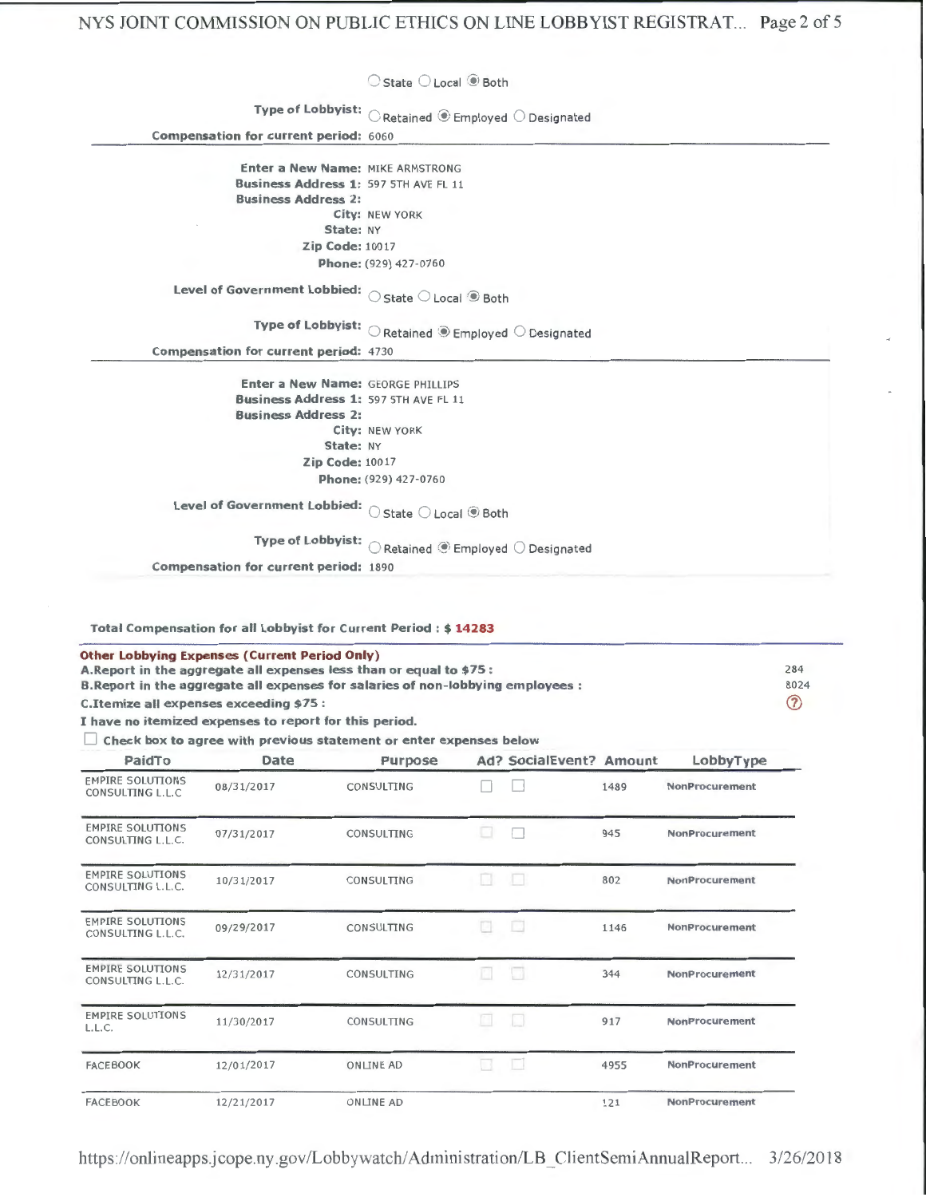Level of Government Lobbied: ○ State ○ Local ◉ Both

**Type of Lobbyist:** ○ Retained ◉ Employed ○ Designated

**Compensation for current period:** 6060

---

**Enter a New Name:** MIKE ARMSTRONG
**Business Address 1:** 597 5TH AVE FL 11
**Business Address 2:**
**City:** NEW YORK
**State:** NY
**Zip Code:** 10017
**Phone:** (929) 427-0760

**Level of Government Lobbied:** ○ State ○ Local ◉ Both

**Type of Lobbyist:** ○ Retained ◉ Employed ○ Designated

**Compensation for current period:** 4730

---

**Enter a New Name:** GEORGE PHILLIPS
**Business Address 1:** 597 5TH AVE FL 11
**Business Address 2:**
**City:** NEW YORK
**State:** NY
**Zip Code:** 10017
**Phone:** (929) 427-0760

**Level of Government Lobbied:** ○ State ○ Local ◉ Both

**Type of Lobbyist:** ○ Retained ◉ Employed ○ Designated

**Compensation for current period:** 1890

---

**Total Compensation for all Lobbyist for Current Period : $ 14283**

**Other Lobbying Expenses (Current Period Only)**

**A.Report in the aggregate all expenses less than or equal to $75 :** 284

**B.Report in the aggregate all expenses for salaries of non-lobbying employees :** 8024

**C.Itemize all expenses exceeding $75 :**

**I have no itemized expenses to report for this period.**

☐ Check box to agree with previous statement or enter expenses below

| PaidTo | Date | Purpose | Ad? | SocialEvent? | Amount | LobbyType |
|---|---|---|---|---|---|---|
| EMPIRE SOLUTIONS CONSULTING L.L.C | 08/31/2017 | CONSULTING | ☐ | ☐ | 1489 | NonProcurement |
| EMPIRE SOLUTIONS CONSULTING L.L.C. | 07/31/2017 | CONSULTING | ☐ | ☐ | 945 | NonProcurement |
| EMPIRE SOLUTIONS CONSULTING L.L.C. | 10/31/2017 | CONSULTING | ☐ | ☐ | 802 | NonProcurement |
| EMPIRE SOLUTIONS CONSULTING L.L.C. | 09/29/2017 | CONSULTING | ☐ | ☐ | 1146 | NonProcurement |
| EMPIRE SOLUTIONS CONSULTING L.L.C. | 12/31/2017 | CONSULTING | ☐ | ☐ | 344 | NonProcurement |
| EMPIRE SOLUTIONS L.L.C. | 11/30/2017 | CONSULTING | ☐ | ☐ | 917 | NonProcurement |
| FACEBOOK | 12/01/2017 | ONLINE AD | ☐ | ☐ | 4955 | NonProcurement |
| FACEBOOK | 12/21/2017 | ONLINE AD | | | 121 | NonProcurement |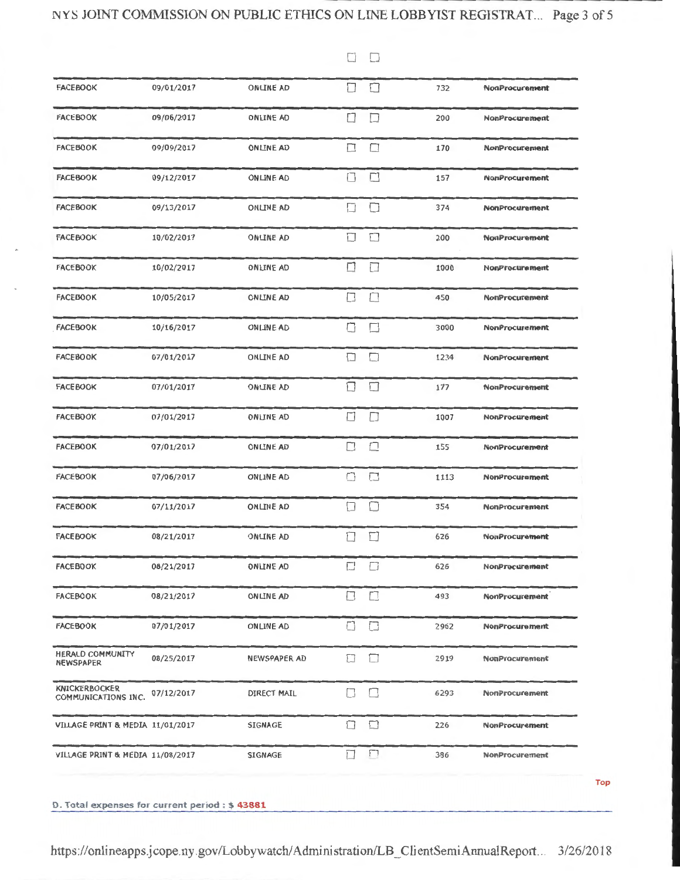| | | | | | | |
|---|---|---|---|---|---|---|
| | | | ☐ | ☐ | | |
| FACEBOOK | 09/01/2017 | ONLINE AD | ☐ | ☐ | 732 | NonProcurement |
| FACEBOOK | 09/06/2017 | ONLINE AD | ☐ | ☐ | 200 | NonProcurement |
| FACEBOOK | 09/09/2017 | ONLINE AD | ☐ | ☐ | 170 | NonProcurement |
| FACEBOOK | 09/12/2017 | ONLINE AD | ☐ | ☐ | 157 | NonProcurement |
| FACEBOOK | 09/13/2017 | ONLINE AD | ☐ | ☐ | 374 | NonProcurement |
| FACEBOOK | 10/02/2017 | ONLINE AD | ☐ | ☐ | 200 | NonProcurement |
| FACEBOOK | 10/02/2017 | ONLINE AD | ☐ | ☐ | 1000 | NonProcurement |
| FACEBOOK | 10/05/2017 | ONLINE AD | ☐ | ☐ | 450 | NonProcurement |
| FACEBOOK | 10/16/2017 | ONLINE AD | ☐ | ☐ | 3000 | NonProcurement |
| FACEBOOK | 07/01/2017 | ONLINE AD | ☐ | ☐ | 1234 | NonProcurement |
| FACEBOOK | 07/01/2017 | ONLINE AD | ☐ | ☐ | 177 | NonProcurement |
| FACEBOOK | 07/01/2017 | ONLINE AD | ☐ | ☐ | 1007 | NonProcurement |
| FACEBOOK | 07/01/2017 | ONLINE AD | ☐ | ☐ | 155 | NonProcurement |
| FACEBOOK | 07/06/2017 | ONLINE AD | ☐ | ☐ | 1113 | NonProcurement |
| FACEBOOK | 07/11/2017 | ONLINE AD | ☐ | ☐ | 354 | NonProcurement |
| FACEBOOK | 08/21/2017 | ONLINE AD | ☐ | ☐ | 626 | NonProcurement |
| FACEBOOK | 08/21/2017 | ONLINE AD | ☐ | ☐ | 626 | NonProcurement |
| FACEBOOK | 08/21/2017 | ONLINE AD | ☐ | ☐ | 493 | NonProcurement |
| FACEBOOK | 07/01/2017 | ONLINE AD | ☐ | ☐ | 2962 | NonProcurement |
| HERALD COMMUNITY NEWSPAPER | 08/25/2017 | NEWSPAPER AD | ☐ | ☐ | 2919 | NonProcurement |
| KNICKERBOCKER COMMUNICATIONS INC. | 07/12/2017 | DIRECT MAIL | ☐ | ☐ | 6293 | NonProcurement |
| VILLAGE PRINT & MEDIA | 11/01/2017 | SIGNAGE | ☐ | ☐ | 226 | NonProcurement |
| VILLAGE PRINT & MEDIA | 11/08/2017 | SIGNAGE | ☐ | ☐ | 386 | NonProcurement |

Top

**D. Total expenses for current period : $ 43881**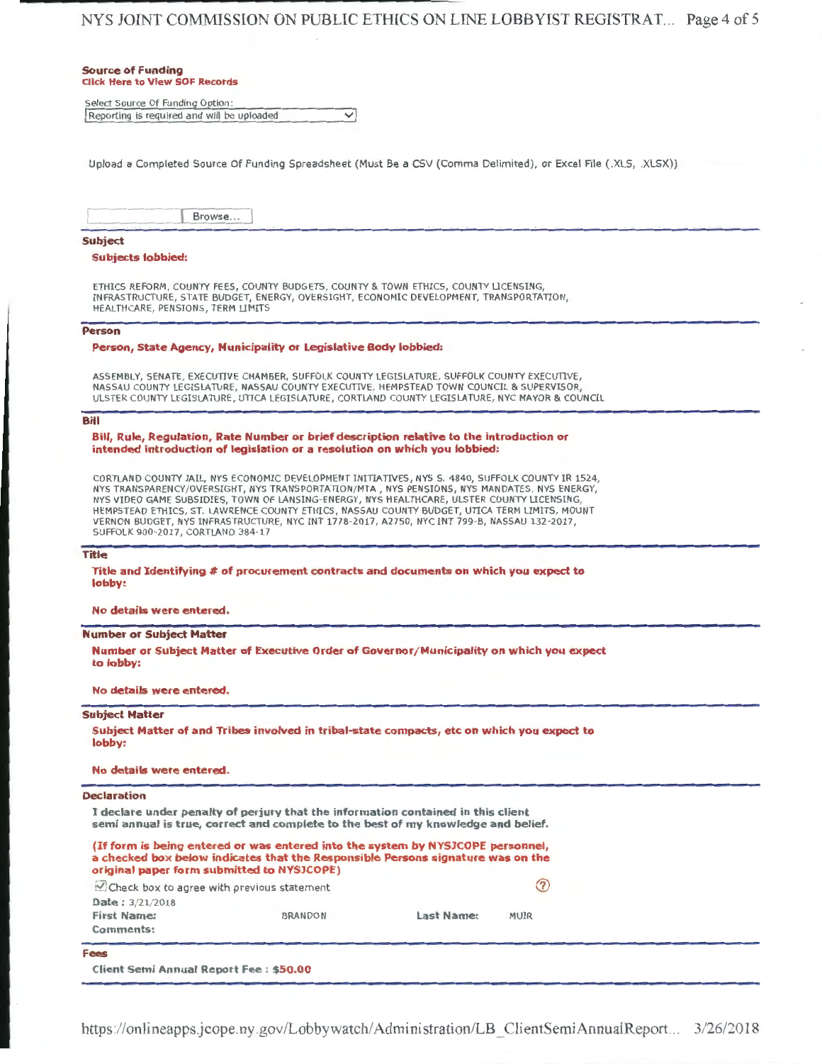## Source of Funding

**Click Here to View SOF Records**

Select Source Of Funding Option:
Reporting is required and will be uploaded

Upload a Completed Source Of Funding Spreadsheet (Must Be a CSV (Comma Delimited), or Excel File (.XLS, .XLSX))

Browse...

## Subject

**Subjects lobbied:**

ETHICS REFORM, COUNTY FEES, COUNTY BUDGETS, COUNTY & TOWN ETHICS, COUNTY LICENSING, INFRASTRUCTURE, STATE BUDGET, ENERGY, OVERSIGHT, ECONOMIC DEVELOPMENT, TRANSPORTATION, HEALTHCARE, PENSIONS, TERM LIMITS

## Person

**Person, State Agency, Municipality or Legislative Body lobbied:**

ASSEMBLY, SENATE, EXECUTIVE CHAMBER, SUFFOLK COUNTY LEGISLATURE, SUFFOLK COUNTY EXECUTIVE, NASSAU COUNTY LEGISLATURE, NASSAU COUNTY EXECUTIVE, HEMPSTEAD TOWN COUNCIL & SUPERVISOR, ULSTER COUNTY LEGISLATURE, UTICA LEGISLATURE, CORTLAND COUNTY LEGISLATURE, NYC MAYOR & COUNCIL

## Bill

**Bill, Rule, Regulation, Rate Number or brief description relative to the introduction or intended introduction of legislation or a resolution on which you lobbied:**

CORTLAND COUNTY JAIL, NYS ECONOMIC DEVELOPMENT INITIATIVES, NYS S. 4840, SUFFOLK COUNTY IR 1524, NYS TRANSPARENCY/OVERSIGHT, NYS TRANSPORTATION/MTA , NYS PENSIONS, NYS MANDATES, NYS ENERGY, NYS VIDEO GAME SUBSIDIES, TOWN OF LANSING-ENERGY, NYS HEALTHCARE, ULSTER COUNTY LICENSING, HEMPSTEAD ETHICS, ST. LAWRENCE COUNTY ETHICS, NASSAU COUNTY BUDGET, UTICA TERM LIMITS, MOUNT VERNON BUDGET, NYS INFRASTRUCTURE, NYC INT 1778-2017, A2750, NYC INT 799-B, NASSAU 132-2017, SUFFOLK 900-2017, CORTLAND 384-17

## Title

**Title and Identifying # of procurement contracts and documents on which you expect to lobby:**

**No details were entered.**

## Number or Subject Matter

**Number or Subject Matter of Executive Order of Governor/Municipality on which you expect to lobby:**

**No details were entered.**

## Subject Matter

**Subject Matter of and Tribes involved in tribal-state compacts, etc on which you expect to lobby:**

**No details were entered.**

## Declaration

**I declare under penalty of perjury that the information contained in this client semi annual is true, correct and complete to the best of my knowledge and belief.**

**(If form is being entered or was entered into the system by NYSJCOPE personnel, a checked box below indicates that the Responsible Persons signature was on the original paper form submitted to NYSJCOPE)**

☑ Check box to agree with previous statement

**Date :** 3/21/2018

**First Name:** BRANDON **Last Name:** MUIR

**Comments:**

## Fees

**Client Semi Annual Report Fee : $50.00**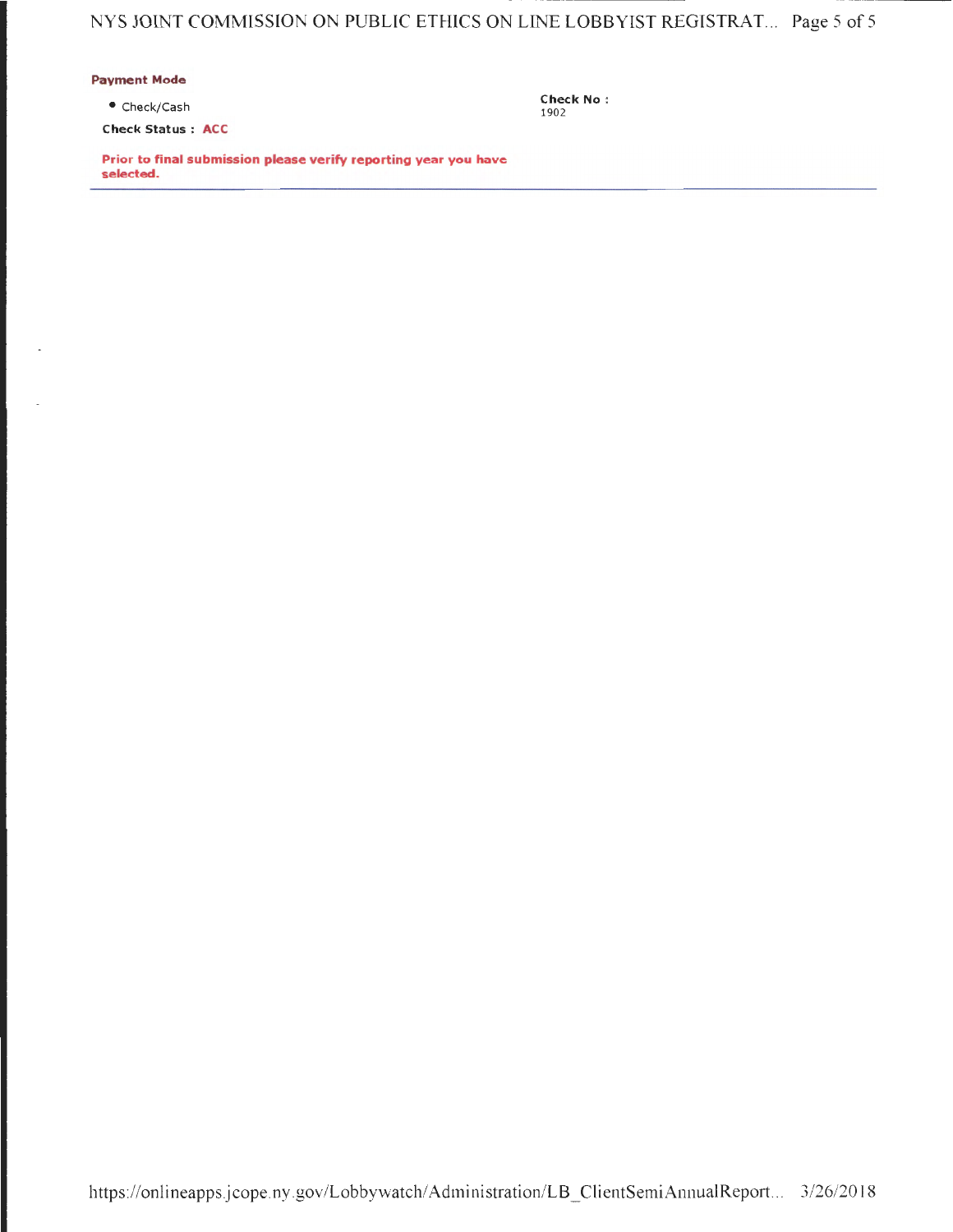**Payment Mode**

- Check/Cash

**Check Status :** **ACC**

**Check No :** 1902

**Prior to final submission please verify reporting year you have selected.**